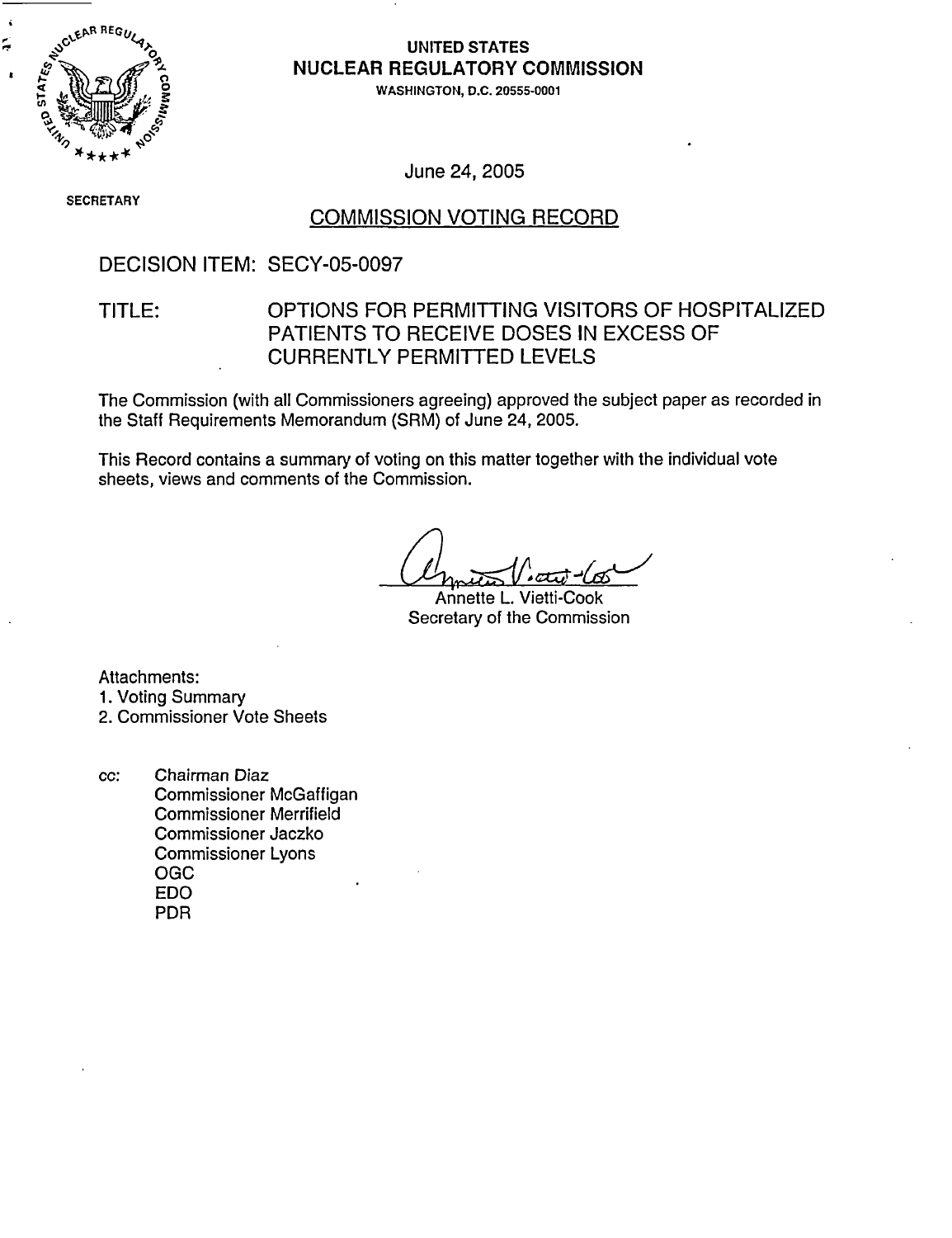**UNITED STATES**
**NUCLEAR REGULATORY COMMISSION**
WASHINGTON, D.C. 20555-0001

SECRETARY

June 24, 2005

## COMMISSION VOTING RECORD

DECISION ITEM: SECY-05-0097

TITLE: OPTIONS FOR PERMITTING VISITORS OF HOSPITALIZED PATIENTS TO RECEIVE DOSES IN EXCESS OF CURRENTLY PERMITTED LEVELS

The Commission (with all Commissioners agreeing) approved the subject paper as recorded in the Staff Requirements Memorandum (SRM) of June 24, 2005.

This Record contains a summary of voting on this matter together with the individual vote sheets, views and comments of the Commission.

Annette L. Vietti-Cook
Secretary of the Commission

Attachments:
1. Voting Summary
2. Commissioner Vote Sheets

cc: Chairman Diaz
Commissioner McGaffigan
Commissioner Merrifield
Commissioner Jaczko
Commissioner Lyons
OGC
EDO
PDR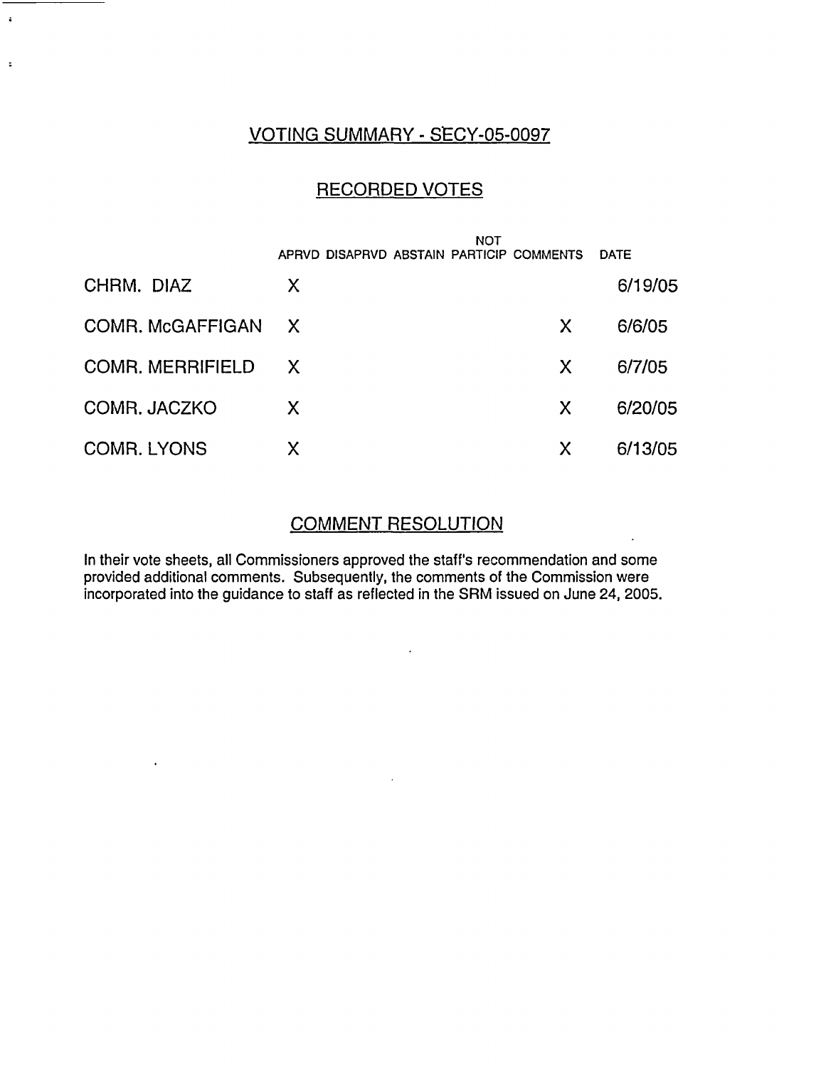## VOTING SUMMARY - SECY-05-0097

### RECORDED VOTES

| | APRVD | DISAPRVD | ABSTAIN | NOT PARTICIP | COMMENTS | DATE |
|---|---|---|---|---|---|---|
| CHRM. DIAZ | X | | | | | 6/19/05 |
| COMR. McGAFFIGAN | X | | | | X | 6/6/05 |
| COMR. MERRIFIELD | X | | | | X | 6/7/05 |
| COMR. JACZKO | X | | | | X | 6/20/05 |
| COMR. LYONS | X | | | | X | 6/13/05 |

### COMMENT RESOLUTION

In their vote sheets, all Commissioners approved the staff's recommendation and some provided additional comments. Subsequently, the comments of the Commission were incorporated into the guidance to staff as reflected in the SRM issued on June 24, 2005.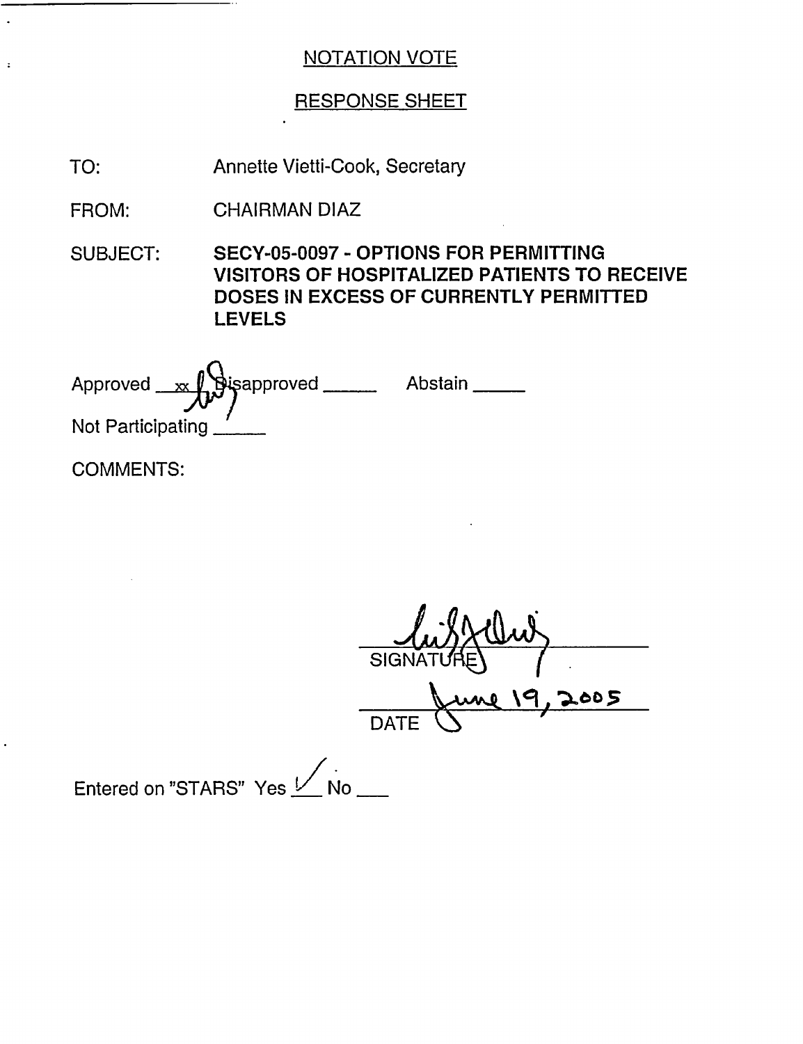NOTATION VOTE

RESPONSE SHEET

TO: Annette Vietti-Cook, Secretary

FROM: CHAIRMAN DIAZ

SUBJECT: **SECY-05-0097 - OPTIONS FOR PERMITTING VISITORS OF HOSPITALIZED PATIENTS TO RECEIVE DOSES IN EXCESS OF CURRENTLY PERMITTED LEVELS**

Approved xx Disapproved _____ Abstain _____

Not Participating _____

COMMENTS:

SIGNATURE

DATE June 19, 2005

Entered on "STARS" Yes ✓ No ___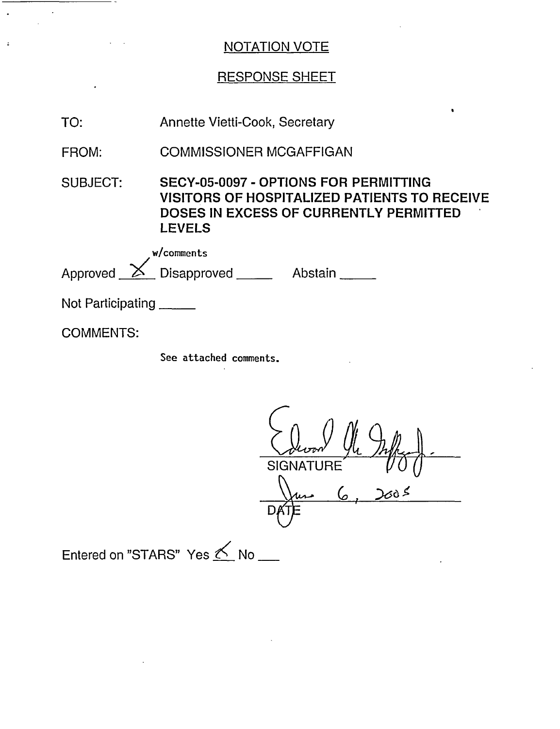## NOTATION VOTE

## RESPONSE SHEET

TO: Annette Vietti-Cook, Secretary

FROM: COMMISSIONER MCGAFFIGAN

SUBJECT: **SECY-05-0097 - OPTIONS FOR PERMITTING VISITORS OF HOSPITALIZED PATIENTS TO RECEIVE DOSES IN EXCESS OF CURRENTLY PERMITTED LEVELS**

Approved X w/comments Disapproved _____ Abstain _____

Not Participating _____

COMMENTS:

See attached comments.

SIGNATURE: Edward McGaffigan, Jr.

DATE: June 6, 2005

Entered on "STARS" Yes ✓ No ___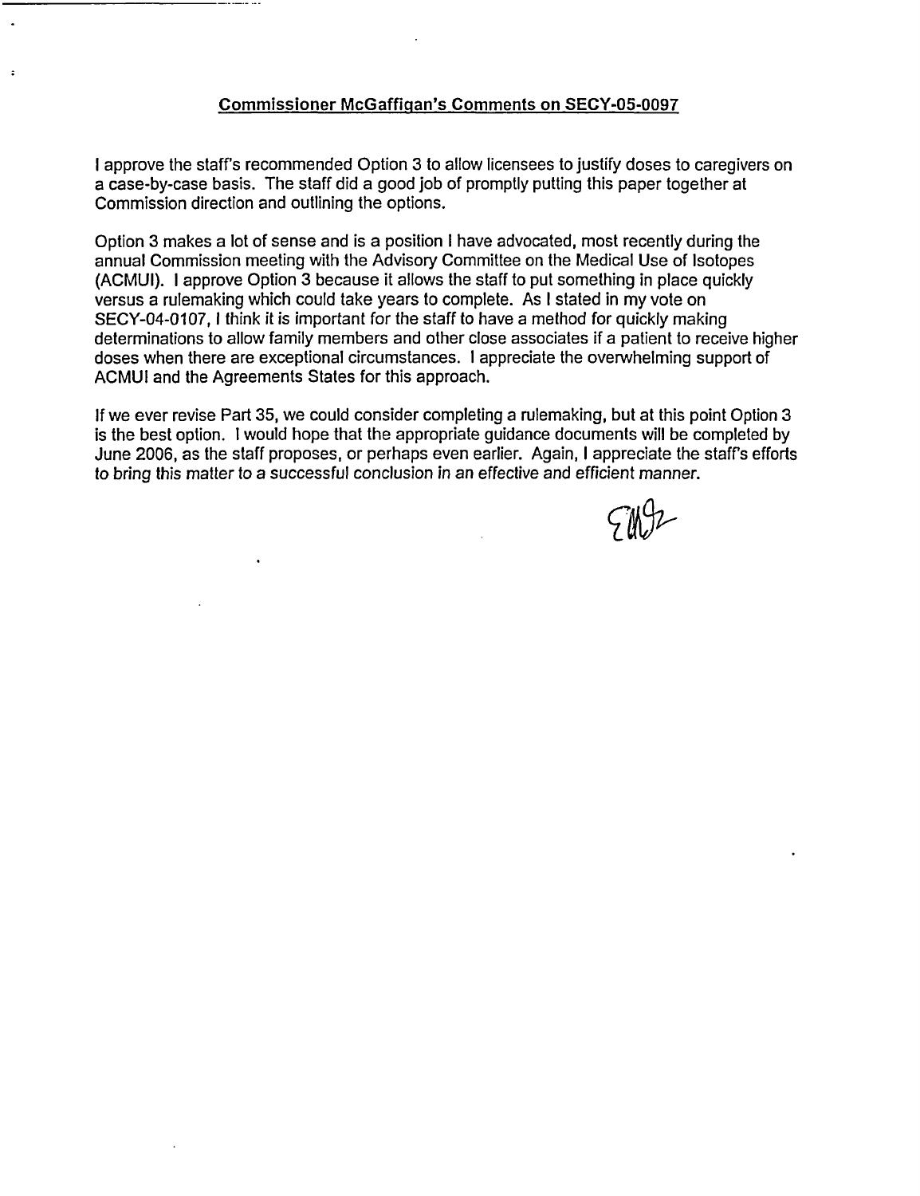## Commissioner McGaffigan's Comments on SECY-05-0097

I approve the staff's recommended Option 3 to allow licensees to justify doses to caregivers on a case-by-case basis. The staff did a good job of promptly putting this paper together at Commission direction and outlining the options.

Option 3 makes a lot of sense and is a position I have advocated, most recently during the annual Commission meeting with the Advisory Committee on the Medical Use of Isotopes (ACMUI). I approve Option 3 because it allows the staff to put something in place quickly versus a rulemaking which could take years to complete. As I stated in my vote on SECY-04-0107, I think it is important for the staff to have a method for quickly making determinations to allow family members and other close associates if a patient to receive higher doses when there are exceptional circumstances. I appreciate the overwhelming support of ACMUI and the Agreements States for this approach.

If we ever revise Part 35, we could consider completing a rulemaking, but at this point Option 3 is the best option. I would hope that the appropriate guidance documents will be completed by June 2006, as the staff proposes, or perhaps even earlier. Again, I appreciate the staff's efforts to bring this matter to a successful conclusion in an effective and efficient manner.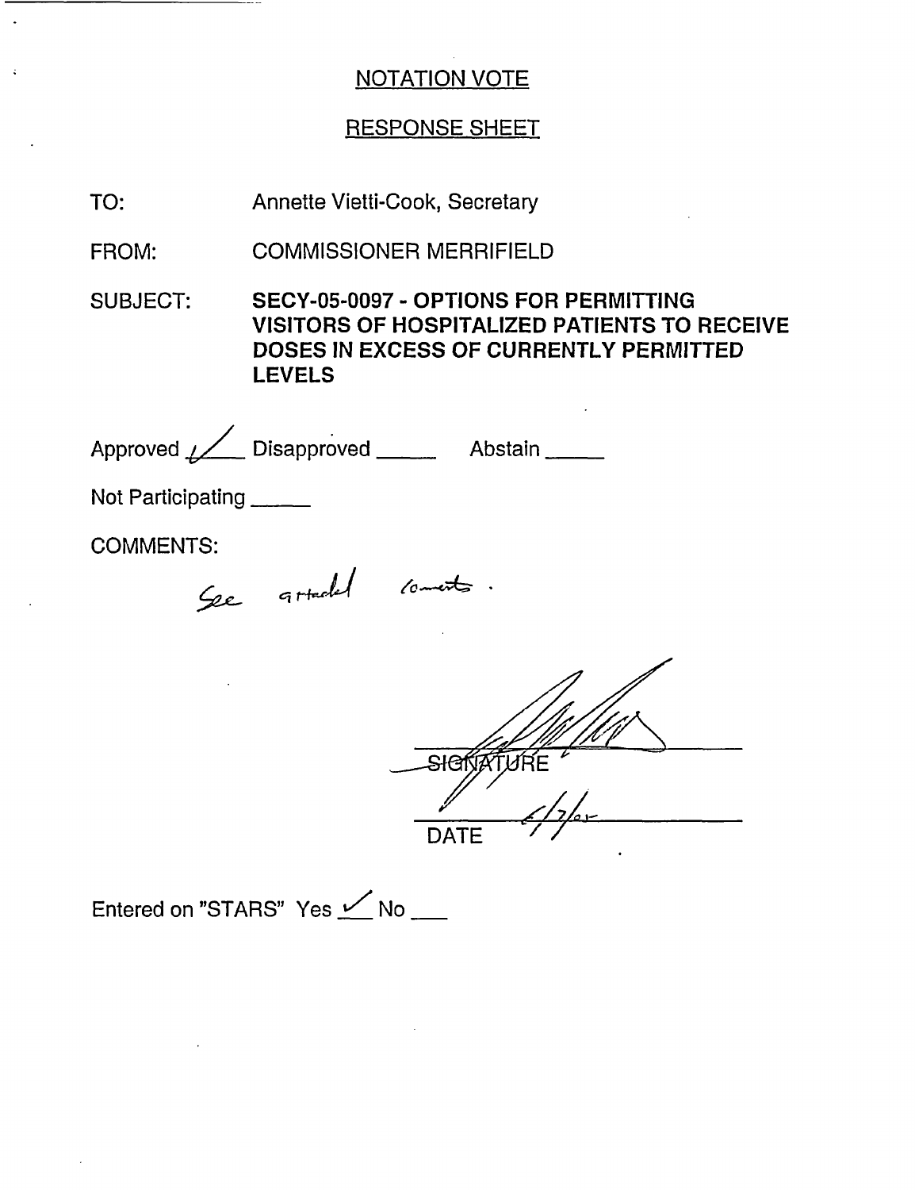## NOTATION VOTE

## RESPONSE SHEET

TO: Annette Vietti-Cook, Secretary

FROM: COMMISSIONER MERRIFIELD

SUBJECT: **SECY-05-0097 - OPTIONS FOR PERMITTING VISITORS OF HOSPITALIZED PATIENTS TO RECEIVE DOSES IN EXCESS OF CURRENTLY PERMITTED LEVELS**

Approved ✓ Disapproved _____ Abstain _____

Not Participating _____

COMMENTS:

See attached comments.

SIGNATURE

6/7/05
DATE

Entered on "STARS" Yes ✓ No ___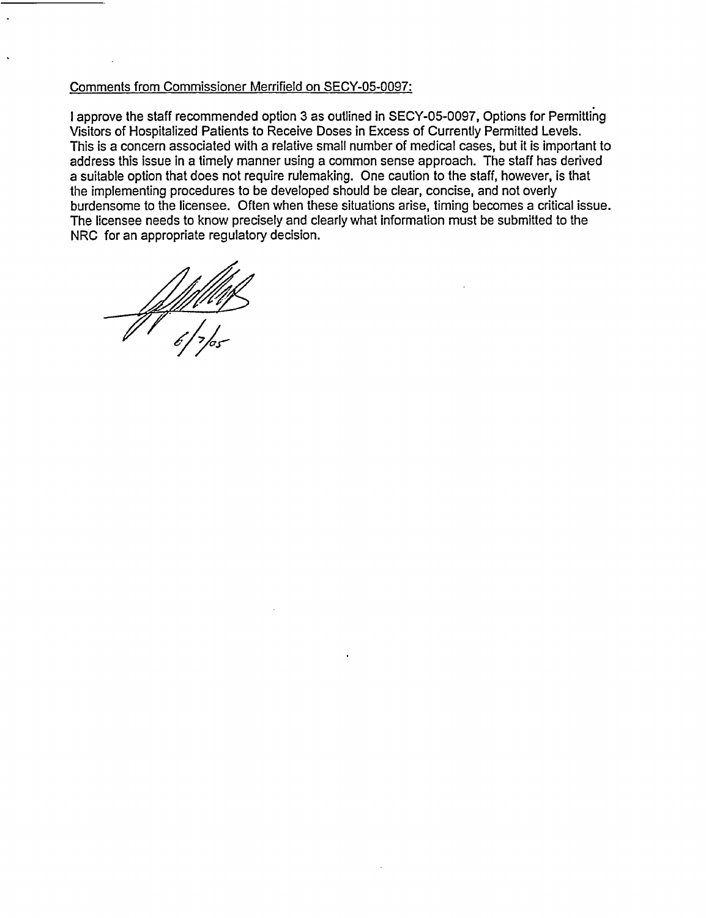Comments from Commissioner Merrifield on SECY-05-0097:

I approve the staff recommended option 3 as outlined in SECY-05-0097, Options for Permitting Visitors of Hospitalized Patients to Receive Doses in Excess of Currently Permitted Levels. This is a concern associated with a relative small number of medical cases, but it is important to address this issue in a timely manner using a common sense approach. The staff has derived a suitable option that does not require rulemaking. One caution to the staff, however, is that the implementing procedures to be developed should be clear, concise, and not overly burdensome to the licensee. Often when these situations arise, timing becomes a critical issue. The licensee needs to know precisely and clearly what information must be submitted to the NRC for an appropriate regulatory decision.

6/7/05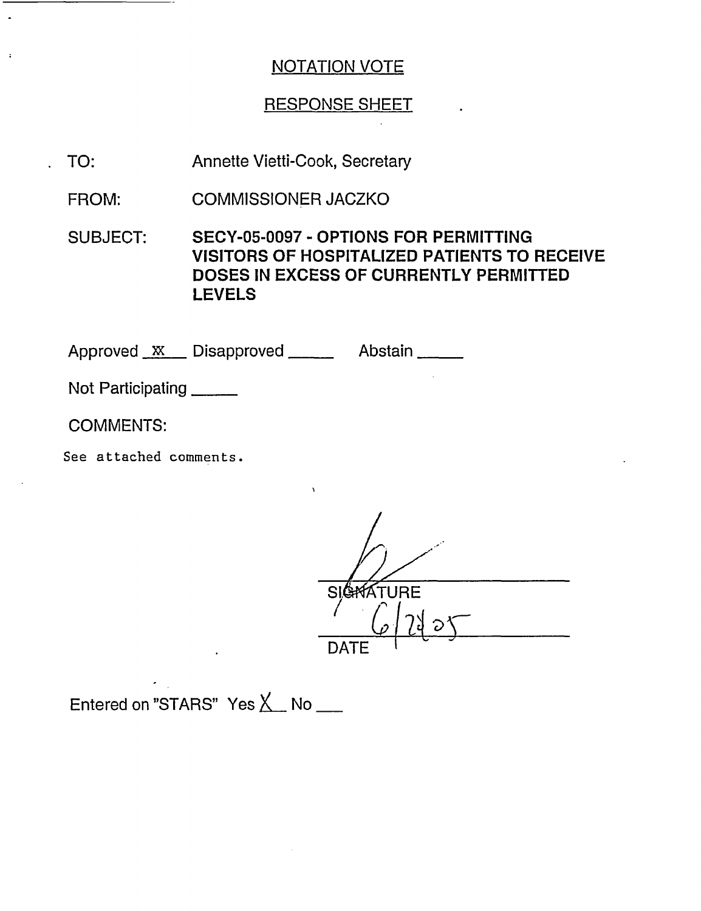## NOTATION VOTE

## RESPONSE SHEET

TO: Annette Vietti-Cook, Secretary

FROM: COMMISSIONER JACZKO

SUBJECT: **SECY-05-0097 - OPTIONS FOR PERMITTING VISITORS OF HOSPITALIZED PATIENTS TO RECEIVE DOSES IN EXCESS OF CURRENTLY PERMITTED LEVELS**

Approved \_XX\_\_ Disapproved \_\_\_\_\_ Abstain \_\_\_\_\_

Not Participating \_\_\_\_\_

COMMENTS:

See attached comments.

SIGNATURE

6/24/05

DATE

Entered on "STARS" Yes X No \_\_\_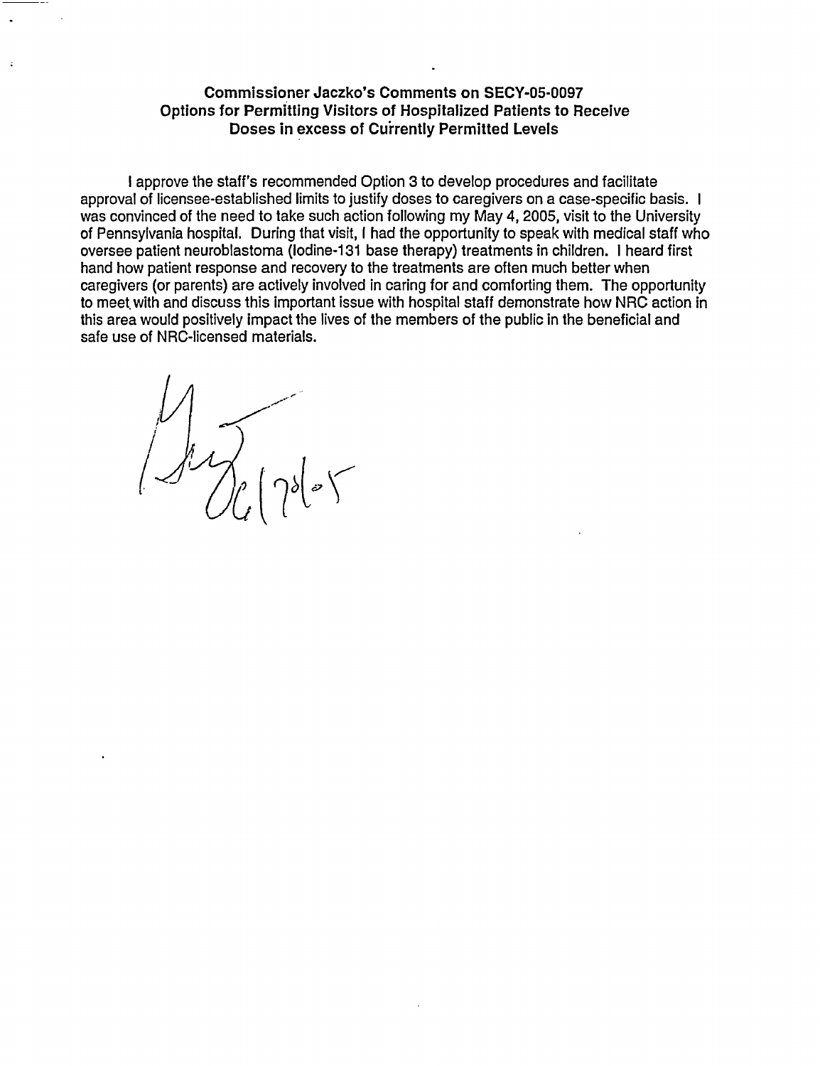### Commissioner Jaczko's Comments on SECY-05-0097 Options for Permitting Visitors of Hospitalized Patients to Receive Doses in excess of Currently Permitted Levels

I approve the staff's recommended Option 3 to develop procedures and facilitate approval of licensee-established limits to justify doses to caregivers on a case-specific basis. I was convinced of the need to take such action following my May 4, 2005, visit to the University of Pennsylvania hospital. During that visit, I had the opportunity to speak with medical staff who oversee patient neuroblastoma (Iodine-131 base therapy) treatments in children. I heard first hand how patient response and recovery to the treatments are often much better when caregivers (or parents) are actively involved in caring for and comforting them. The opportunity to meet with and discuss this important issue with hospital staff demonstrate how NRC action in this area would positively impact the lives of the members of the public in the beneficial and safe use of NRC-licensed materials.

6/28/05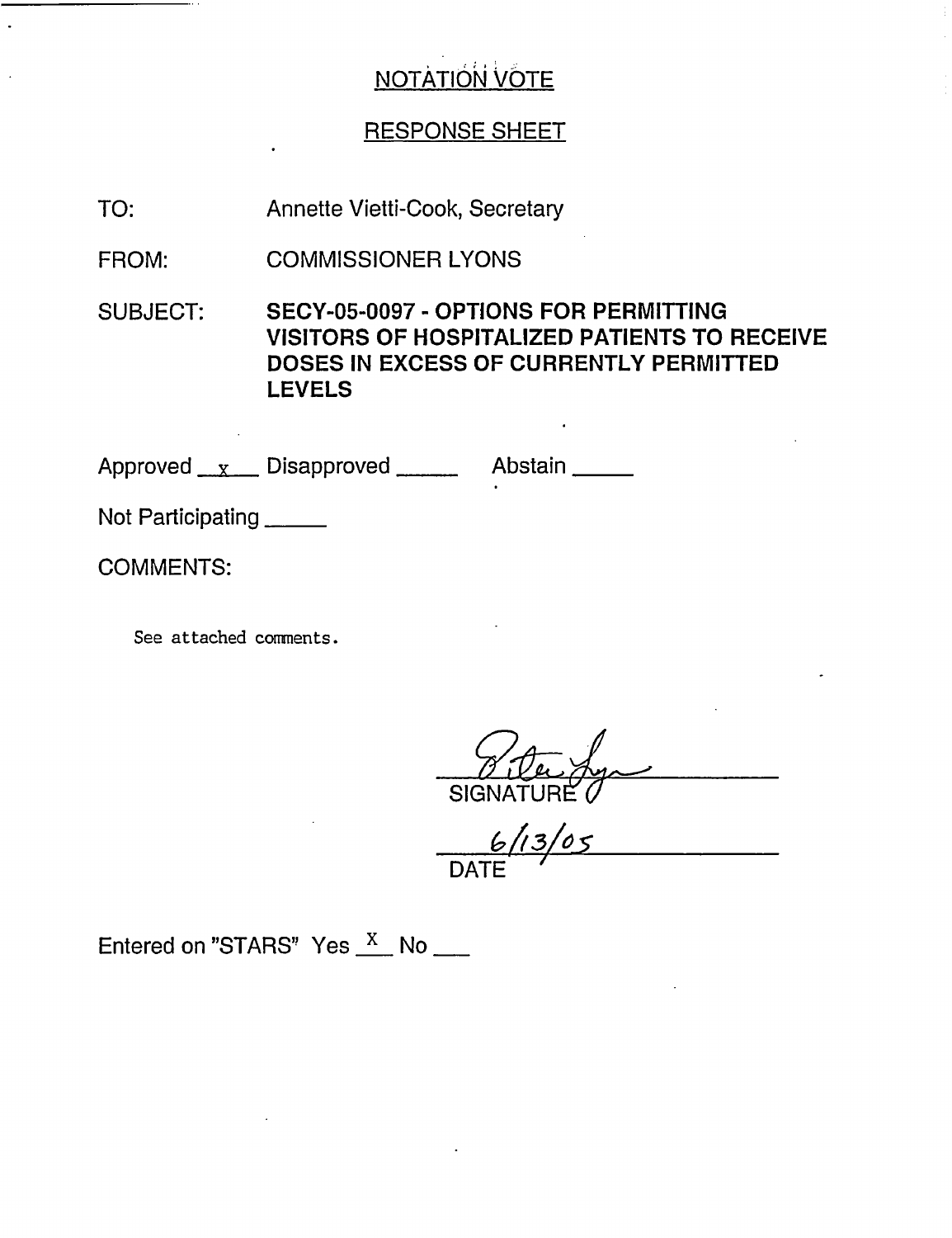# NOTATION VOTE

## RESPONSE SHEET

TO: Annette Vietti-Cook, Secretary

FROM: COMMISSIONER LYONS

SUBJECT: **SECY-05-0097 - OPTIONS FOR PERMITTING VISITORS OF HOSPITALIZED PATIENTS TO RECEIVE DOSES IN EXCESS OF CURRENTLY PERMITTED LEVELS**

Approved __x__ Disapproved _____ Abstain _____

Not Participating _____

COMMENTS:

See attached comments.

Peter Lyons
SIGNATURE

6/13/05
DATE

Entered on "STARS" Yes __X__ No ___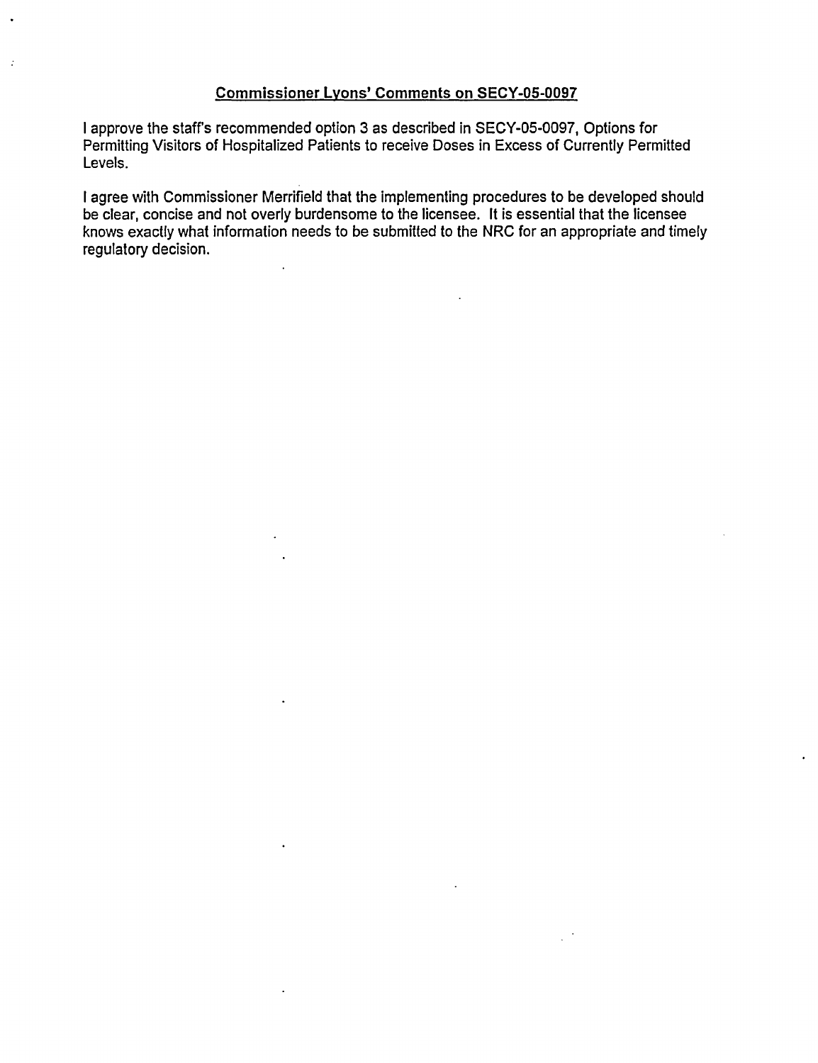## Commissioner Lyons' Comments on SECY-05-0097

I approve the staff's recommended option 3 as described in SECY-05-0097, Options for Permitting Visitors of Hospitalized Patients to receive Doses in Excess of Currently Permitted Levels.

I agree with Commissioner Merrifield that the implementing procedures to be developed should be clear, concise and not overly burdensome to the licensee. It is essential that the licensee knows exactly what information needs to be submitted to the NRC for an appropriate and timely regulatory decision.